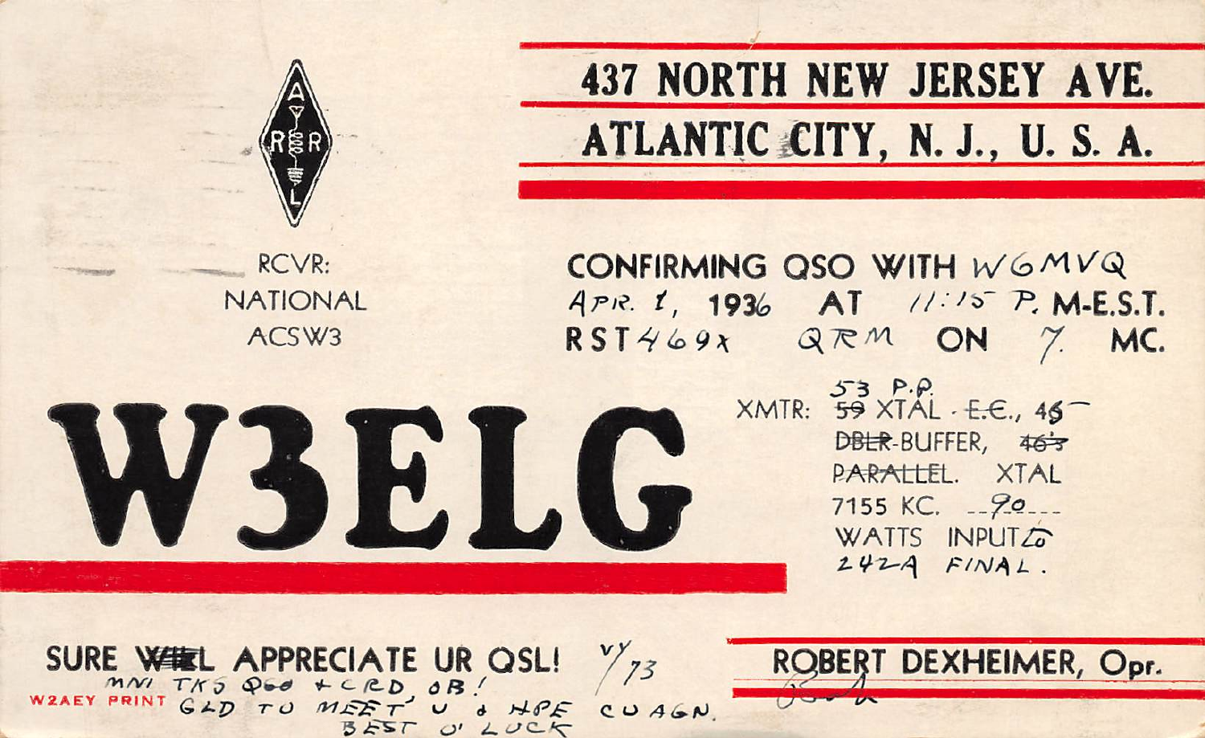437 NORTH NEW JERSEY AVE.
ATLANTIC CITY, N. J., U. S. A.

ARRL

RCVR:
NATIONAL
ACSW3

CONFIRMING QSO WITH W6MVQ
APR. 1, 1936 AT 11:15 P. M-E.S.T.
RST 469x QRM ON 7 MC.

# W3ELG

XMTR: ~~59~~ 53 P.P. XTAL ~~E.C.~~, ~~46~~ 45
~~DBLR~~-BUFFER, ~~46's~~
~~PARALLEL~~. XTAL
7155 KC. 90
WATTS INPUT to
242A FINAL.

SURE ~~WILL~~ APPRECIATE UR QSL! vy 73
MNI TKS QSO + CRD, OB!
GLD TO MEET U & HPE CU AGN.
BEST O' LUCK

W2AEY PRINT

ROBERT DEXHEIMER, Opr.
Bob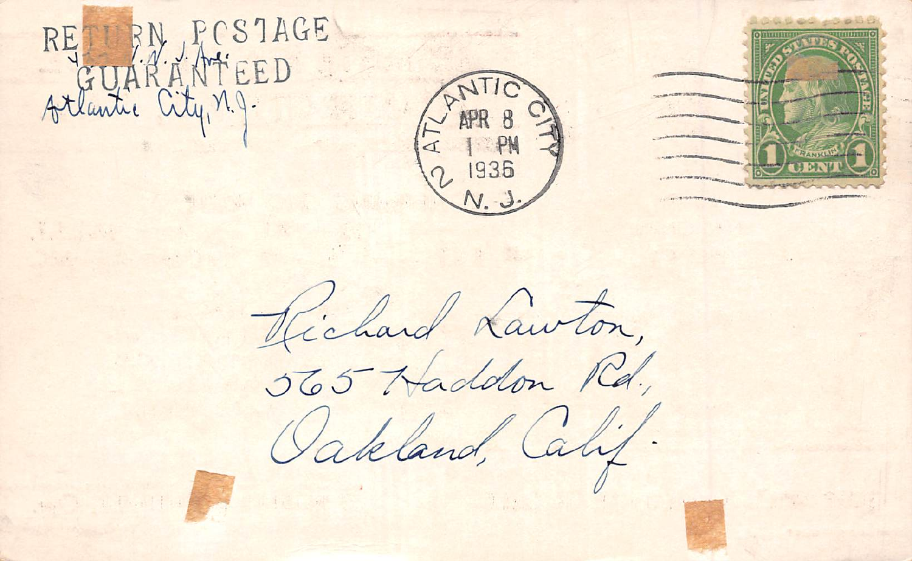RETURN POSTAGE
GUARANTEED

\_\_\_ N. J. Ave.
Atlantic City, N.J.

ATLANTIC CITY
APR 8
1 PM
1936
2
N. J.

UNITED STATES POSTAGE
FRANKLIN
1 CENT 1

Richard Lawton,
565 Haddon Rd.,
Oakland, Calif.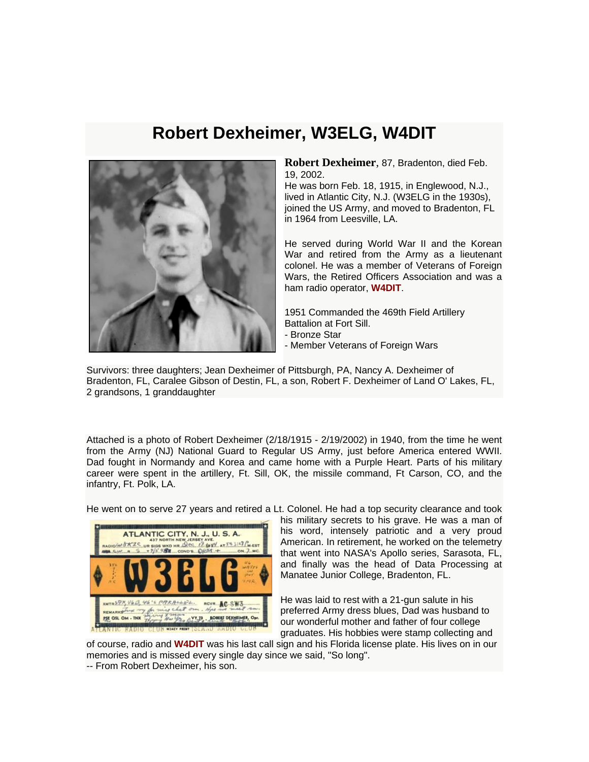# Robert Dexheimer, W3ELG, W4DIT

**Robert Dexheimer**, 87, Bradenton, died Feb. 19, 2002.
He was born Feb. 18, 1915, in Englewood, N.J., lived in Atlantic City, N.J. (W3ELG in the 1930s), joined the US Army, and moved to Bradenton, FL in 1964 from Leesville, LA.

He served during World War II and the Korean War and retired from the Army as a lieutenant colonel. He was a member of Veterans of Foreign Wars, the Retired Officers Association and was a ham radio operator, **W4DIT**.

1951 Commanded the 469th Field Artillery Battalion at Fort Sill.
- Bronze Star
- Member Veterans of Foreign Wars

Survivors: three daughters; Jean Dexheimer of Pittsburgh, PA, Nancy A. Dexheimer of Bradenton, FL, Caralee Gibson of Destin, FL, a son, Robert F. Dexheimer of Land O' Lakes, FL, 2 grandsons, 1 granddaughter

Attached is a photo of Robert Dexheimer (2/18/1915 - 2/19/2002) in 1940, from the time he went from the Army (NJ) National Guard to Regular US Army, just before America entered WWII. Dad fought in Normandy and Korea and came home with a Purple Heart. Parts of his military career were spent in the artillery, Ft. Sill, OK, the missile command, Ft Carson, CO, and the infantry, Ft. Polk, LA.

He went on to serve 27 years and retired a Lt. Colonel. He had a top security clearance and took his military secrets to his grave. He was a man of his word, intensely patriotic and a very proud American. In retirement, he worked on the telemetry that went into NASA's Apollo series, Sarasota, FL, and finally was the head of Data Processing at Manatee Junior College, Bradenton, FL.

He was laid to rest with a 21-gun salute in his preferred Army dress blues, Dad was husband to our wonderful mother and father of four college graduates. His hobbies were stamp collecting and of course, radio and **W4DIT** was his last call sign and his Florida license plate. His lives on in our memories and is missed every single day since we said, "So long".
-- From Robert Dexheimer, his son.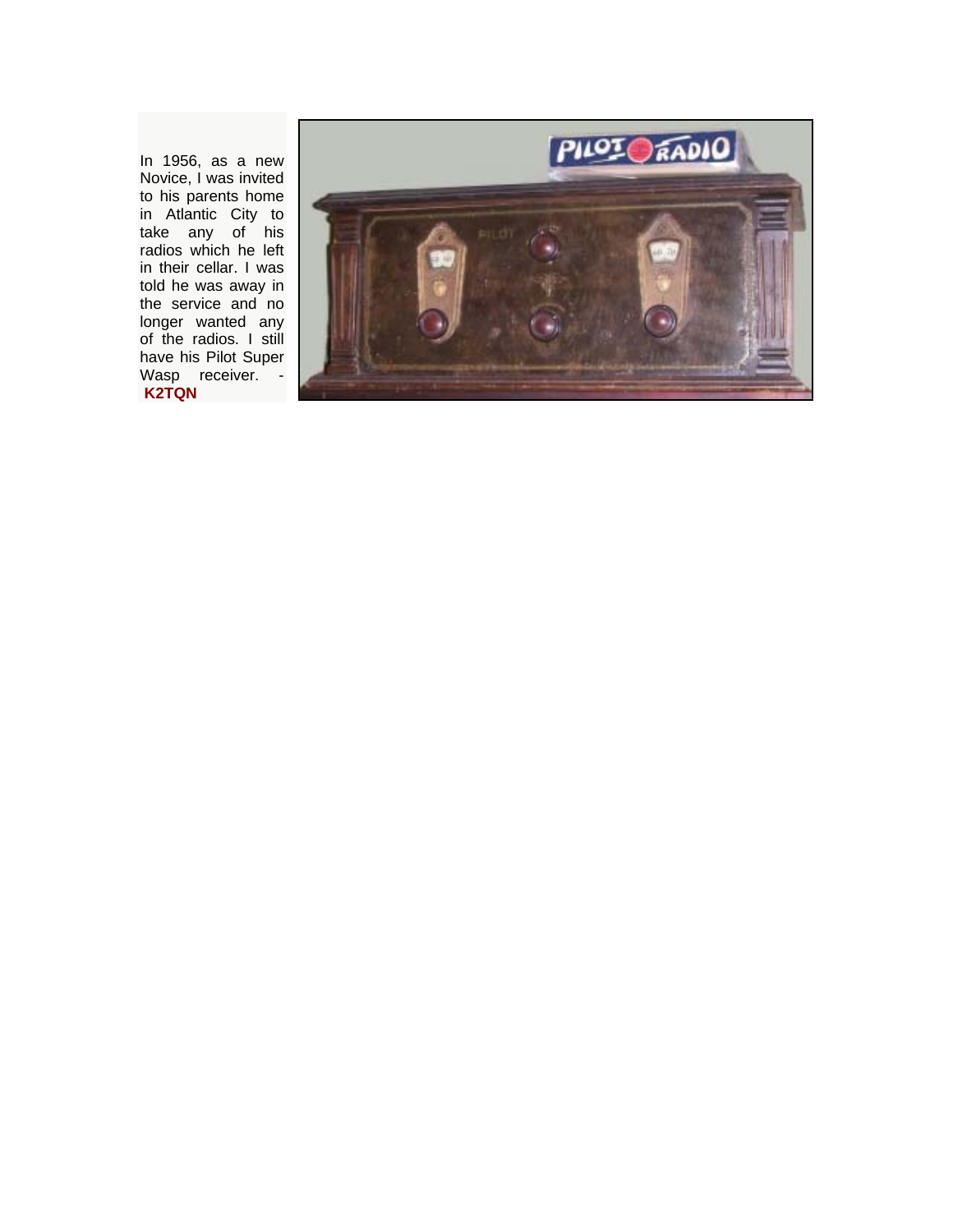In 1956, as a new Novice, I was invited to his parents home in Atlantic City to take any of his radios which he left in their cellar. I was told he was away in the service and no longer wanted any of the radios. I still have his Pilot Super Wasp receiver. - **K2TQN**